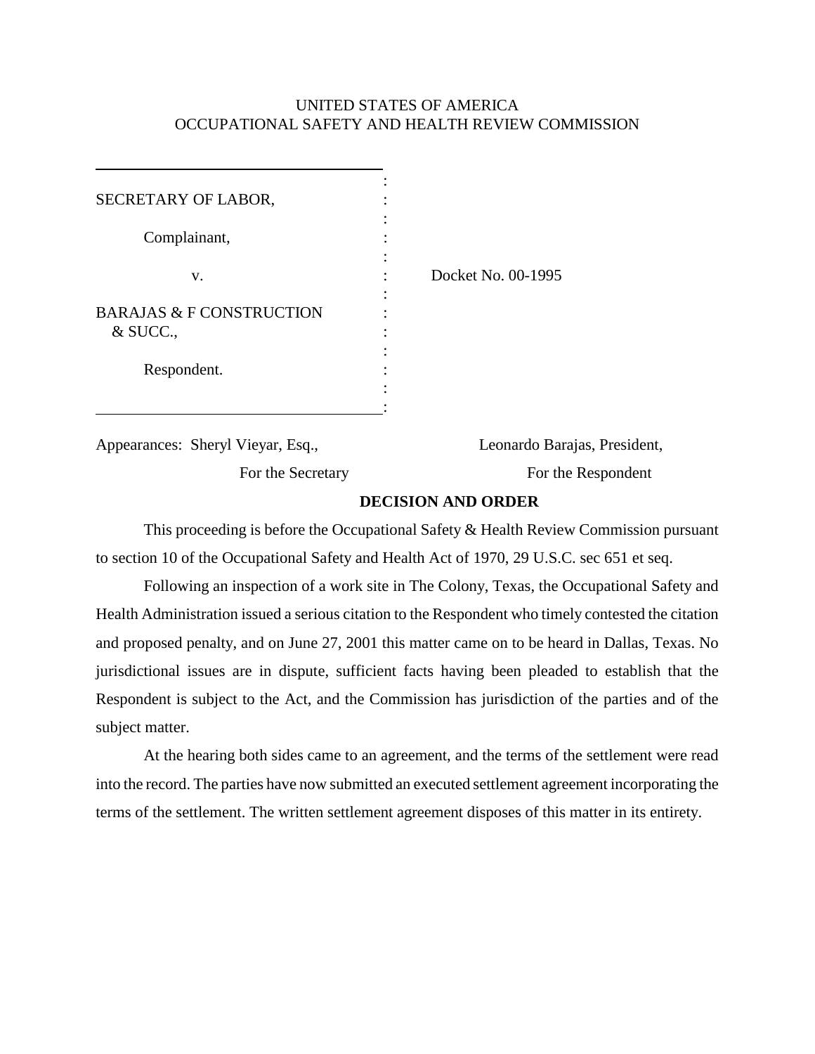UNITED STATES OF AMERICA
OCCUPATIONAL SAFETY AND HEALTH REVIEW COMMISSION

| | |
|---|---|
| SECRETARY OF LABOR,<br><br>Complainant,<br><br>v.<br><br>BARAJAS & F CONSTRUCTION & SUCC.,<br><br>Respondent. | Docket No. 00-1995 |

Appearances: Sheryl Vieyar, Esq., For the Secretary

Leonardo Barajas, President, For the Respondent

**DECISION AND ORDER**

This proceeding is before the Occupational Safety & Health Review Commission pursuant to section 10 of the Occupational Safety and Health Act of 1970, 29 U.S.C. sec 651 et seq.

Following an inspection of a work site in The Colony, Texas, the Occupational Safety and Health Administration issued a serious citation to the Respondent who timely contested the citation and proposed penalty, and on June 27, 2001 this matter came on to be heard in Dallas, Texas. No jurisdictional issues are in dispute, sufficient facts having been pleaded to establish that the Respondent is subject to the Act, and the Commission has jurisdiction of the parties and of the subject matter.

At the hearing both sides came to an agreement, and the terms of the settlement were read into the record. The parties have now submitted an executed settlement agreement incorporating the terms of the settlement. The written settlement agreement disposes of this matter in its entirety.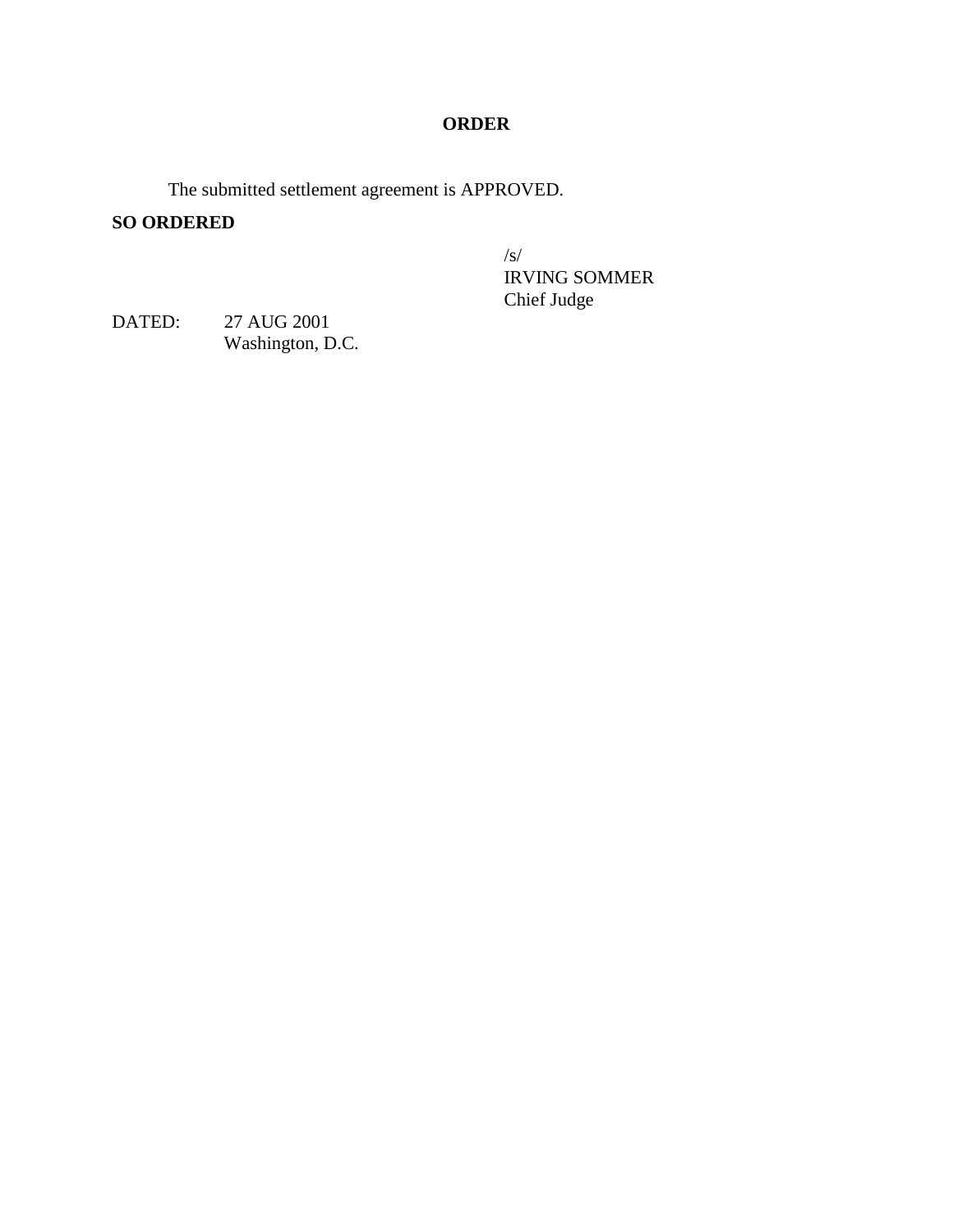# ORDER

The submitted settlement agreement is APPROVED.

**SO ORDERED**

/s/
IRVING SOMMER
Chief Judge

DATED: 27 AUG 2001
Washington, D.C.